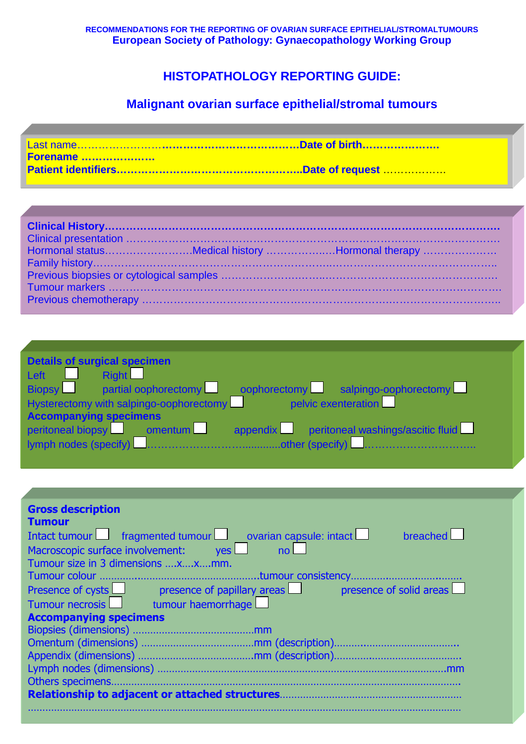RECOMMENDATIONS FOR THE REPORTING OF OVARIAN SURFACE EPITHELIAL/STROMALTUMOURS
**European Society of Pathology: Gynaecopathology Working Group**

# HISTOPATHOLOGY REPORTING GUIDE:

## Malignant ovarian surface epithelial/stromal tumours

Last name……………………………………………………………**Date of birth**…………………
**Forename** …………………
**Patient identifiers**…………………………………………….**Date of request** ………………

**Clinical History**……………………………………………………………………………………………
Clinical presentation ……………………………………………………………………………………………
Hormonal status……………………Medical history ……………….Hormonal therapy …………………
Family history……………………………………………………………………………………………………
Previous biopsies or cytological samples ………………………………………………………………………
Tumour markers ………………………………………………………………………………………………
Previous chemotherapy …………………………………………………………………………………………

**Details of surgical specimen**
Left ☐ Right ☐
Biopsy ☐ partial oophorectomy ☐ oophorectomy ☐ salpingo-oophorectomy ☐
Hysterectomy with salpingo-oophorectomy ☐ pelvic exenteration ☐
**Accompanying specimens**
peritoneal biopsy ☐ omentum ☐ appendix ☐ peritoneal washings/ascitic fluid ☐
lymph nodes (specify) ☐……………………………other (specify) ☐…………………………..

**Gross description**
**Tumour**
Intact tumour ☐ fragmented tumour ☐ ovarian capsule: intact ☐ breached ☐
Macroscopic surface involvement: yes ☐ no ☐
Tumour size in 3 dimensions ....x....x....mm.
Tumour colour ..........................................................tumour consistency.....................................
Presence of cysts ☐ presence of papillary areas ☐ presence of solid areas ☐
Tumour necrosis ☐ tumour haemorrhage ☐
**Accompanying specimens**
Biopsies (dimensions) ........................................mm
Omentum (dimensions) ......................................mm (description)..........................................
Appendix (dimensions) ......................................mm (description)..........................................
Lymph nodes (dimensions) .........................................................................................mm
Others specimens.....................................................................................................................
**Relationship to adjacent or attached structures**.............................................................
...............................................................................................................................................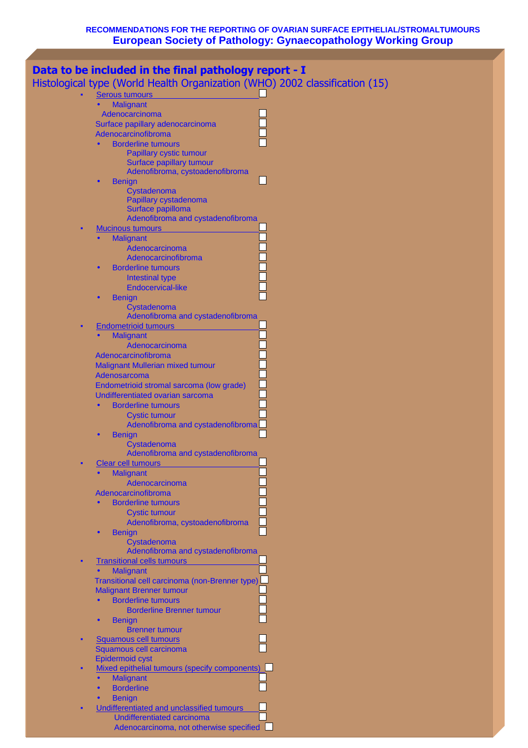**RECOMMENDATIONS FOR THE REPORTING OF OVARIAN SURFACE EPITHELIAL/STROMALTUMOURS**
**European Society of Pathology: Gynaecopathology Working Group**

# Data to be included in the final pathology report - I

## Histological type (World Health Organization (WHO) 2002 classification (15)

- Serous tumours ☐
  - Malignant
    - Adenocarcinoma ☐
    - Surface papillary adenocarcinoma ☐
    - Adenocarcinofibroma ☐
  - Borderline tumours ☐
    - Papillary cystic tumour
    - Surface papillary tumour
    - Adenofibroma, cystoadenofibroma
  - Benign ☐
    - Cystadenoma
    - Papillary cystadenoma
    - Surface papilloma
    - Adenofibroma and cystadenofibroma
- Mucinous tumours ☐
  - Malignant ☐
    - Adenocarcinoma ☐
    - Adenocarcinofibroma ☐
  - Borderline tumours ☐
    - Intestinal type ☐
    - Endocervical-like ☐
  - Benign ☐
    - Cystadenoma
    - Adenofibroma and cystadenofibroma
- Endometrioid tumours ☐
  - Malignant ☐
    - Adenocarcinoma ☐
    - Adenocarcinofibroma ☐
    - Malignant Mullerian mixed tumour ☐
    - Adenosarcoma ☐
    - Endometrioid stromal sarcoma (low grade) ☐
    - Undifferentiated ovarian sarcoma ☐
  - Borderline tumours ☐
    - Cystic tumour ☐
    - Adenofibroma and cystadenofibroma ☐
  - Benign ☐
    - Cystadenoma
    - Adenofibroma and cystadenofibroma
- Clear cell tumours ☐
  - Malignant ☐
    - Adenocarcinoma ☐
    - Adenocarcinofibroma ☐
  - Borderline tumours ☐
    - Cystic tumour ☐
    - Adenofibroma, cystoadenofibroma ☐
  - Benign ☐
    - Cystadenoma
    - Adenofibroma and cystadenofibroma
- Transitional cells tumours ☐
  - Malignant ☐
    - Transitional cell carcinoma (non-Brenner type) ☐
    - Malignant Brenner tumour ☐
  - Borderline tumours ☐
    - Borderline Brenner tumour ☐
  - Benign ☐
    - Brenner tumour
- Squamous cell tumours ☐
  - Squamous cell carcinoma ☐
  - Epidermoid cyst
- Mixed epithelial tumours (specify components) ☐
  - Malignant ☐
  - Borderline ☐
  - Benign
- Undifferentiated and unclassified tumours ☐
  - Undifferentiated carcinoma ☐
  - Adenocarcinoma, not otherwise specified ☐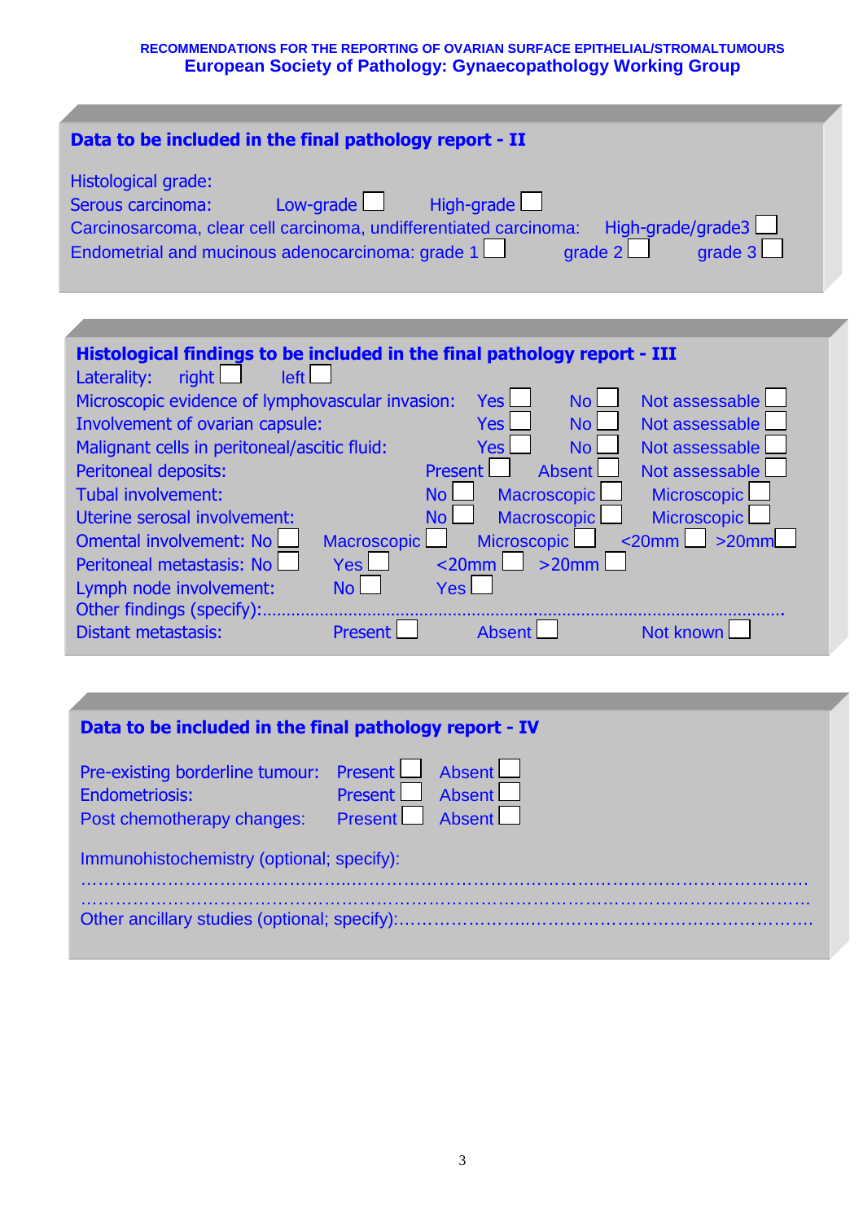RECOMMENDATIONS FOR THE REPORTING OF OVARIAN SURFACE EPITHELIAL/STROMALTUMOURS
European Society of Pathology: Gynaecopathology Working Group

## Data to be included in the final pathology report - II

Histological grade:
Serous carcinoma: Low-grade ☐ High-grade ☐
Carcinosarcoma, clear cell carcinoma, undifferentiated carcinoma: High-grade/grade3 ☐
Endometrial and mucinous adenocarcinoma: grade 1 ☐ grade 2 ☐ grade 3 ☐

## Histological findings to be included in the final pathology report - III

Laterality: right ☐ left ☐
Microscopic evidence of lymphovascular invasion: Yes ☐ No ☐ Not assessable ☐
Involvement of ovarian capsule: Yes ☐ No ☐ Not assessable ☐
Malignant cells in peritoneal/ascitic fluid: Yes ☐ No ☐ Not assessable ☐
Peritoneal deposits: Present ☐ Absent ☐ Not assessable ☐
Tubal involvement: No ☐ Macroscopic ☐ Microscopic ☐
Uterine serosal involvement: No ☐ Macroscopic ☐ Microscopic ☐
Omental involvement: No ☐ Macroscopic ☐ Microscopic ☐ <20mm ☐ >20mm ☐
Peritoneal metastasis: No ☐ Yes ☐ <20mm ☐ >20mm ☐
Lymph node involvement: No ☐ Yes ☐
Other findings (specify):.......................................................................................................
Distant metastasis: Present ☐ Absent ☐ Not known ☐

## Data to be included in the final pathology report - IV

Pre-existing borderline tumour: Present ☐ Absent ☐
Endometriosis: Present ☐ Absent ☐
Post chemotherapy changes: Present ☐ Absent ☐

Immunohistochemistry (optional; specify):
……………………………………………………………………………………………………
……………………………………………………………………………………………………
Other ancillary studies (optional; specify):……………………………………………………………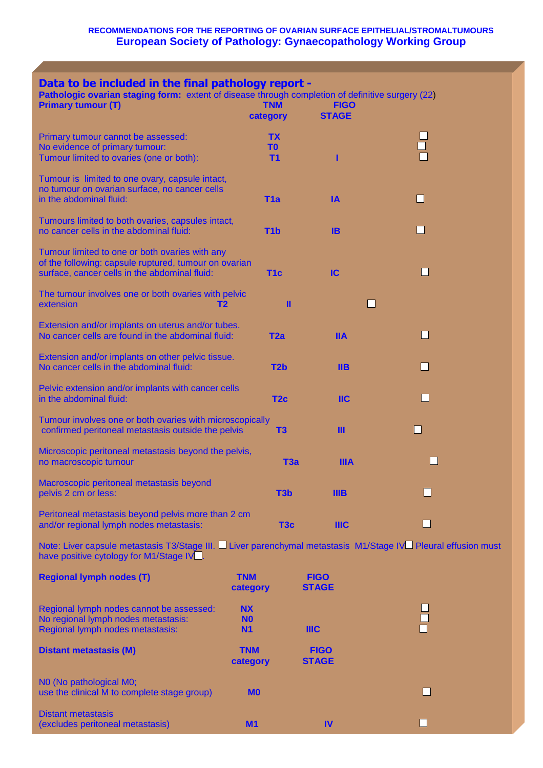RECOMMENDATIONS FOR THE REPORTING OF OVARIAN SURFACE EPITHELIAL/STROMALTUMOURS

**European Society of Pathology: Gynaecopathology Working Group**

## Data to be included in the final pathology report -

**Pathologic ovarian staging form:** extent of disease through completion of definitive surgery (22)

| Primary tumour (T) | TNM category | FIGO STAGE | |
|---|---|---|---|
| Primary tumour cannot be assessed: | TX | | ☐ |
| No evidence of primary tumour: | T0 | | ☐ |
| Tumour limited to ovaries (one or both): | T1 | I | ☐ |
| Tumour is limited to one ovary, capsule intact, no tumour on ovarian surface, no cancer cells in the abdominal fluid: | T1a | IA | ☐ |
| Tumours limited to both ovaries, capsules intact, no cancer cells in the abdominal fluid: | T1b | IB | ☐ |
| Tumour limited to one or both ovaries with any of the following: capsule ruptured, tumour on ovarian surface, cancer cells in the abdominal fluid: | T1c | IC | ☐ |
| The tumour involves one or both ovaries with pelvic extension | T2 | II | ☐ |
| Extension and/or implants on uterus and/or tubes. No cancer cells are found in the abdominal fluid: | T2a | IIA | ☐ |
| Extension and/or implants on other pelvic tissue. No cancer cells in the abdominal fluid: | T2b | IIB | ☐ |
| Pelvic extension and/or implants with cancer cells in the abdominal fluid: | T2c | IIC | ☐ |
| Tumour involves one or both ovaries with microscopically confirmed peritoneal metastasis outside the pelvis | T3 | III | ☐ |
| Microscopic peritoneal metastasis beyond the pelvis, no macroscopic tumour | T3a | IIIA | ☐ |
| Macroscopic peritoneal metastasis beyond pelvis 2 cm or less: | T3b | IIIB | ☐ |
| Peritoneal metastasis beyond pelvis more than 2 cm and/or regional lymph nodes metastasis: | T3c | IIIC | ☐ |

Note: Liver capsule metastasis T3/Stage III. ☐ Liver parenchymal metastasis M1/Stage IV ☐ Pleural effusion must have positive cytology for M1/Stage IV ☐.

| Regional lymph nodes (T) | TNM category | FIGO STAGE | |
|---|---|---|---|
| Regional lymph nodes cannot be assessed: | NX | | ☐ |
| No regional lymph nodes metastasis: | N0 | | ☐ |
| Regional lymph nodes metastasis: | N1 | IIIC | ☐ |

| Distant metastasis (M) | TNM category | FIGO STAGE | |
|---|---|---|---|
| N0 (No pathological M0; use the clinical M to complete stage group) | M0 | | ☐ |
| Distant metastasis (excludes peritoneal metastasis) | M1 | IV | ☐ |